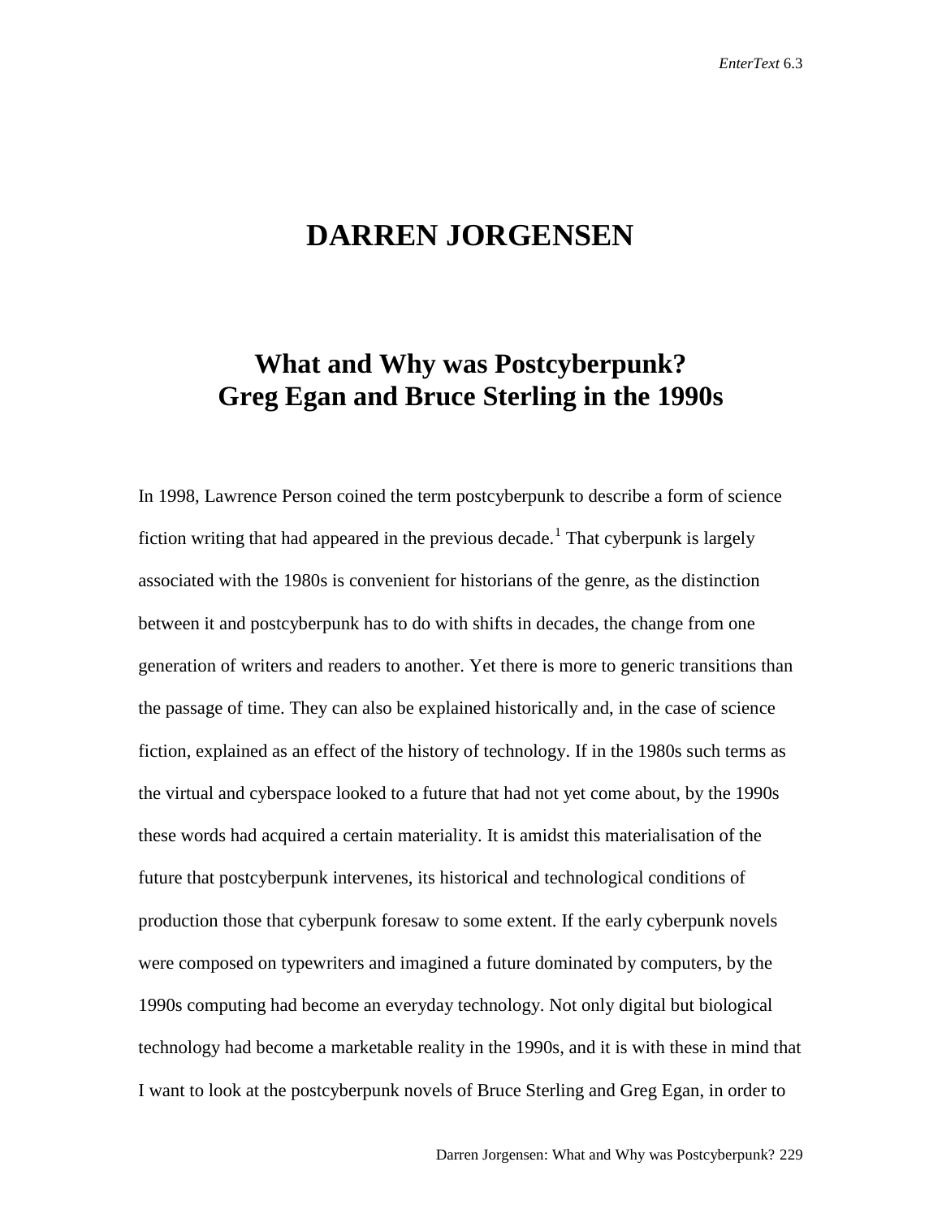# DARREN JORGENSEN

## What and Why was Postcyberpunk? Greg Egan and Bruce Sterling in the 1990s

In 1998, Lawrence Person coined the term postcyberpunk to describe a form of science fiction writing that had appeared in the previous decade.[1] That cyberpunk is largely associated with the 1980s is convenient for historians of the genre, as the distinction between it and postcyberpunk has to do with shifts in decades, the change from one generation of writers and readers to another. Yet there is more to generic transitions than the passage of time. They can also be explained historically and, in the case of science fiction, explained as an effect of the history of technology. If in the 1980s such terms as the virtual and cyberspace looked to a future that had not yet come about, by the 1990s these words had acquired a certain materiality. It is amidst this materialisation of the future that postcyberpunk intervenes, its historical and technological conditions of production those that cyberpunk foresaw to some extent. If the early cyberpunk novels were composed on typewriters and imagined a future dominated by computers, by the 1990s computing had become an everyday technology. Not only digital but biological technology had become a marketable reality in the 1990s, and it is with these in mind that I want to look at the postcyberpunk novels of Bruce Sterling and Greg Egan, in order to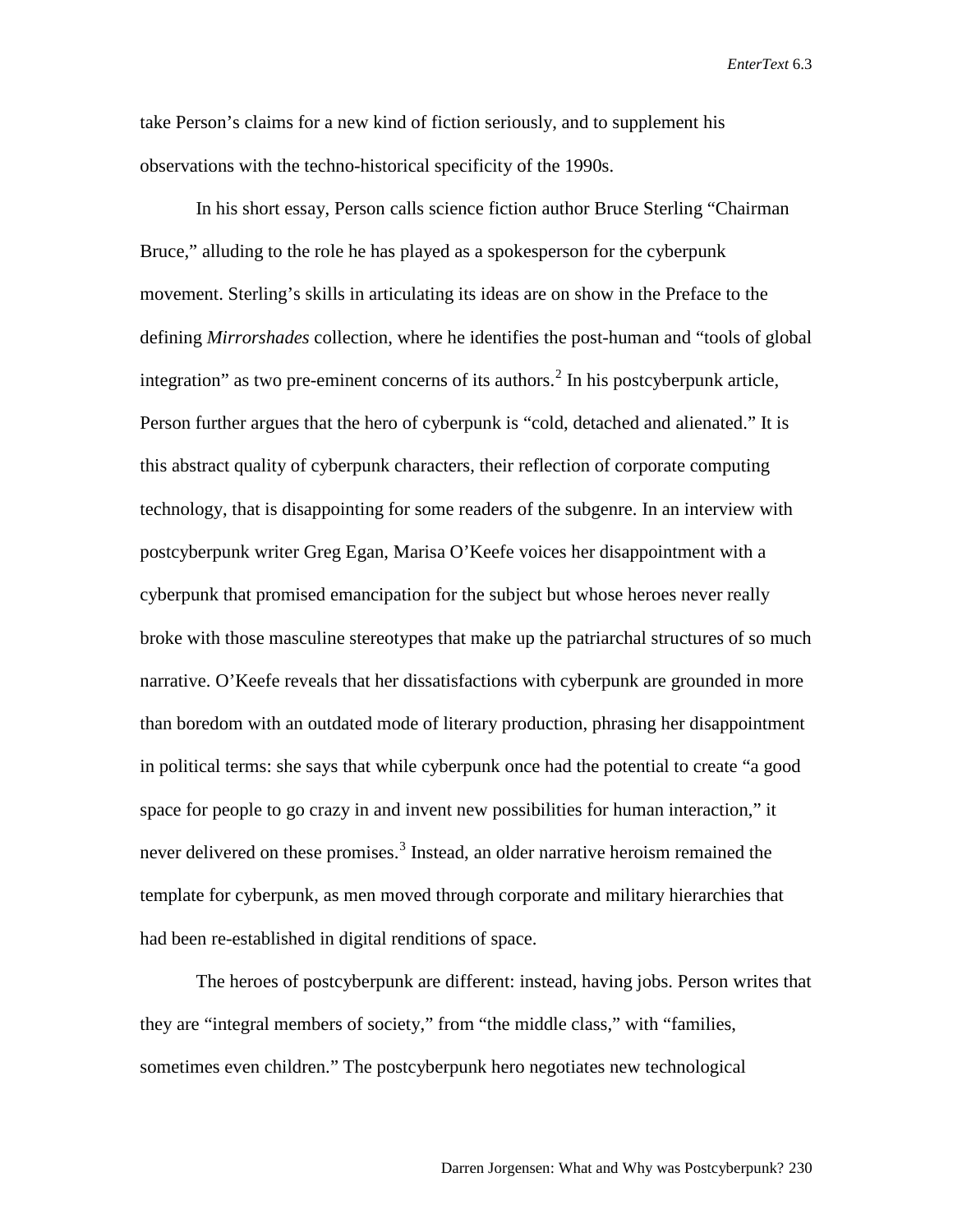take Person's claims for a new kind of fiction seriously, and to supplement his observations with the techno-historical specificity of the 1990s.

In his short essay, Person calls science fiction author Bruce Sterling "Chairman Bruce," alluding to the role he has played as a spokesperson for the cyberpunk movement. Sterling's skills in articulating its ideas are on show in the Preface to the defining *Mirrorshades* collection, where he identifies the post-human and "tools of global integration" as two pre-eminent concerns of its authors.[2] In his postcyberpunk article, Person further argues that the hero of cyberpunk is "cold, detached and alienated." It is this abstract quality of cyberpunk characters, their reflection of corporate computing technology, that is disappointing for some readers of the subgenre. In an interview with postcyberpunk writer Greg Egan, Marisa O'Keefe voices her disappointment with a cyberpunk that promised emancipation for the subject but whose heroes never really broke with those masculine stereotypes that make up the patriarchal structures of so much narrative. O'Keefe reveals that her dissatisfactions with cyberpunk are grounded in more than boredom with an outdated mode of literary production, phrasing her disappointment in political terms: she says that while cyberpunk once had the potential to create "a good space for people to go crazy in and invent new possibilities for human interaction," it never delivered on these promises.[3] Instead, an older narrative heroism remained the template for cyberpunk, as men moved through corporate and military hierarchies that had been re-established in digital renditions of space.

The heroes of postcyberpunk are different: instead, having jobs. Person writes that they are "integral members of society," from "the middle class," with "families, sometimes even children." The postcyberpunk hero negotiates new technological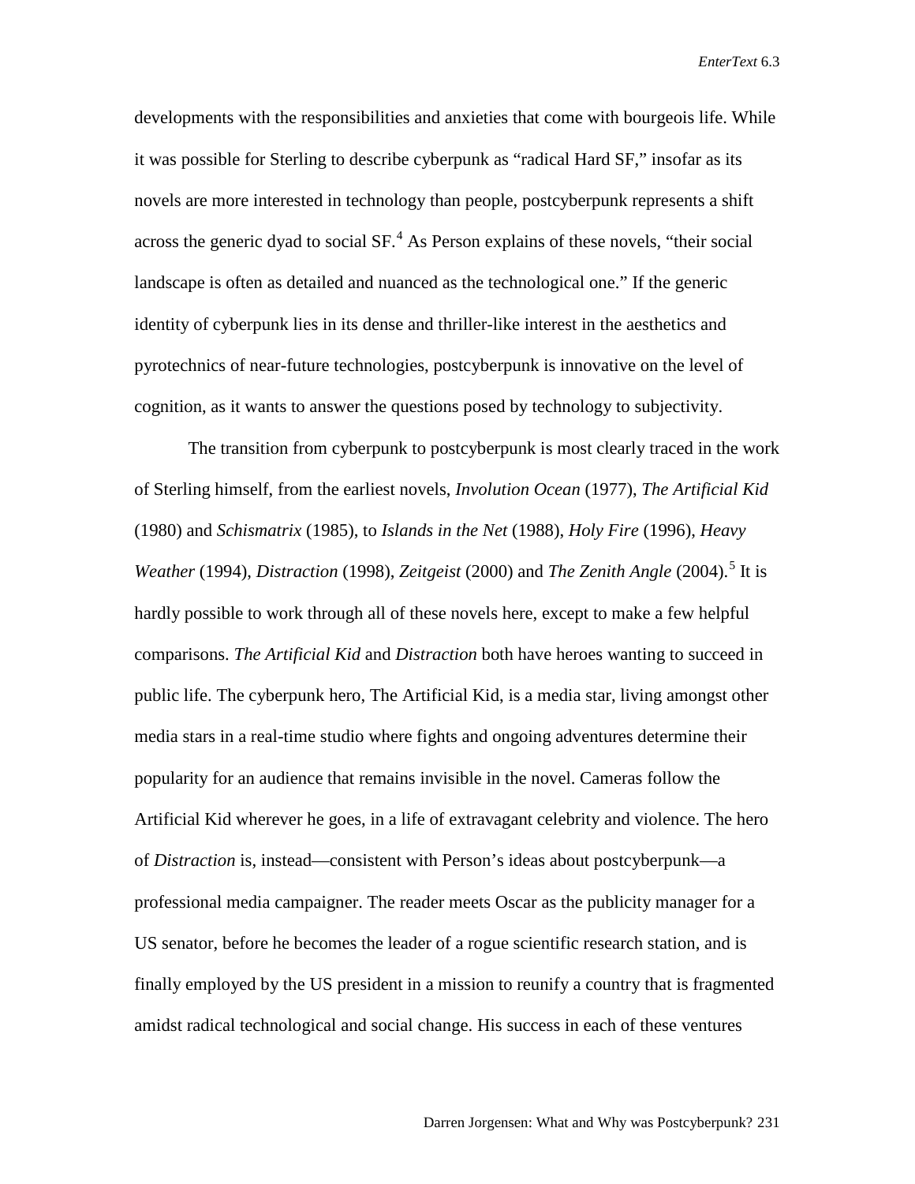developments with the responsibilities and anxieties that come with bourgeois life. While it was possible for Sterling to describe cyberpunk as "radical Hard SF," insofar as its novels are more interested in technology than people, postcyberpunk represents a shift across the generic dyad to social SF.[4] As Person explains of these novels, "their social landscape is often as detailed and nuanced as the technological one." If the generic identity of cyberpunk lies in its dense and thriller-like interest in the aesthetics and pyrotechnics of near-future technologies, postcyberpunk is innovative on the level of cognition, as it wants to answer the questions posed by technology to subjectivity.

The transition from cyberpunk to postcyberpunk is most clearly traced in the work of Sterling himself, from the earliest novels, *Involution Ocean* (1977), *The Artificial Kid* (1980) and *Schismatrix* (1985), to *Islands in the Net* (1988), *Holy Fire* (1996), *Heavy Weather* (1994), *Distraction* (1998), *Zeitgeist* (2000) and *The Zenith Angle* (2004).[5] It is hardly possible to work through all of these novels here, except to make a few helpful comparisons. *The Artificial Kid* and *Distraction* both have heroes wanting to succeed in public life. The cyberpunk hero, The Artificial Kid, is a media star, living amongst other media stars in a real-time studio where fights and ongoing adventures determine their popularity for an audience that remains invisible in the novel. Cameras follow the Artificial Kid wherever he goes, in a life of extravagant celebrity and violence. The hero of *Distraction* is, instead—consistent with Person's ideas about postcyberpunk—a professional media campaigner. The reader meets Oscar as the publicity manager for a US senator, before he becomes the leader of a rogue scientific research station, and is finally employed by the US president in a mission to reunify a country that is fragmented amidst radical technological and social change. His success in each of these ventures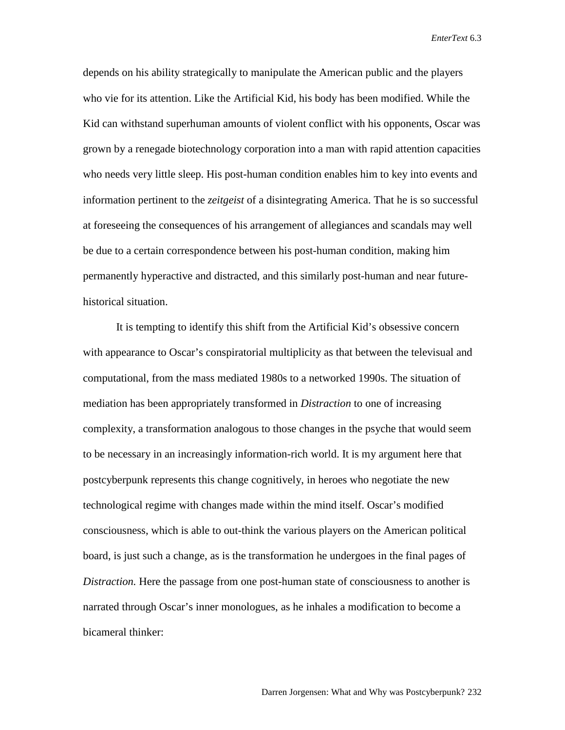depends on his ability strategically to manipulate the American public and the players who vie for its attention. Like the Artificial Kid, his body has been modified. While the Kid can withstand superhuman amounts of violent conflict with his opponents, Oscar was grown by a renegade biotechnology corporation into a man with rapid attention capacities who needs very little sleep. His post-human condition enables him to key into events and information pertinent to the *zeitgeist* of a disintegrating America. That he is so successful at foreseeing the consequences of his arrangement of allegiances and scandals may well be due to a certain correspondence between his post-human condition, making him permanently hyperactive and distracted, and this similarly post-human and near future-historical situation.

It is tempting to identify this shift from the Artificial Kid's obsessive concern with appearance to Oscar's conspiratorial multiplicity as that between the televisual and computational, from the mass mediated 1980s to a networked 1990s. The situation of mediation has been appropriately transformed in *Distraction* to one of increasing complexity, a transformation analogous to those changes in the psyche that would seem to be necessary in an increasingly information-rich world. It is my argument here that postcyberpunk represents this change cognitively, in heroes who negotiate the new technological regime with changes made within the mind itself. Oscar's modified consciousness, which is able to out-think the various players on the American political board, is just such a change, as is the transformation he undergoes in the final pages of *Distraction.* Here the passage from one post-human state of consciousness to another is narrated through Oscar's inner monologues, as he inhales a modification to become a bicameral thinker: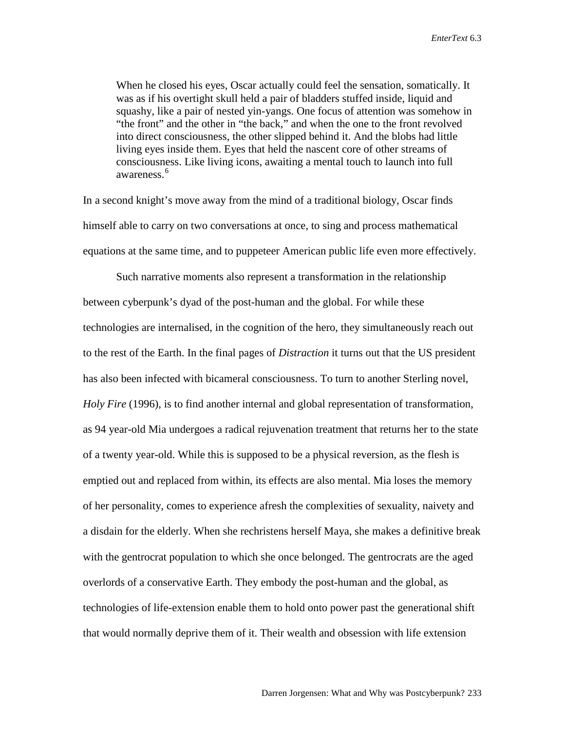> When he closed his eyes, Oscar actually could feel the sensation, somatically. It was as if his overtight skull held a pair of bladders stuffed inside, liquid and squashy, like a pair of nested yin-yangs. One focus of attention was somehow in "the front" and the other in "the back," and when the one to the front revolved into direct consciousness, the other slipped behind it. And the blobs had little living eyes inside them. Eyes that held the nascent core of other streams of consciousness. Like living icons, awaiting a mental touch to launch into full awareness.[6]

In a second knight's move away from the mind of a traditional biology, Oscar finds himself able to carry on two conversations at once, to sing and process mathematical equations at the same time, and to puppeteer American public life even more effectively.

Such narrative moments also represent a transformation in the relationship between cyberpunk's dyad of the post-human and the global. For while these technologies are internalised, in the cognition of the hero, they simultaneously reach out to the rest of the Earth. In the final pages of *Distraction* it turns out that the US president has also been infected with bicameral consciousness. To turn to another Sterling novel, *Holy Fire* (1996), is to find another internal and global representation of transformation, as 94 year-old Mia undergoes a radical rejuvenation treatment that returns her to the state of a twenty year-old. While this is supposed to be a physical reversion, as the flesh is emptied out and replaced from within, its effects are also mental. Mia loses the memory of her personality, comes to experience afresh the complexities of sexuality, naivety and a disdain for the elderly. When she rechristens herself Maya, she makes a definitive break with the gentrocrat population to which she once belonged. The gentrocrats are the aged overlords of a conservative Earth. They embody the post-human and the global, as technologies of life-extension enable them to hold onto power past the generational shift that would normally deprive them of it. Their wealth and obsession with life extension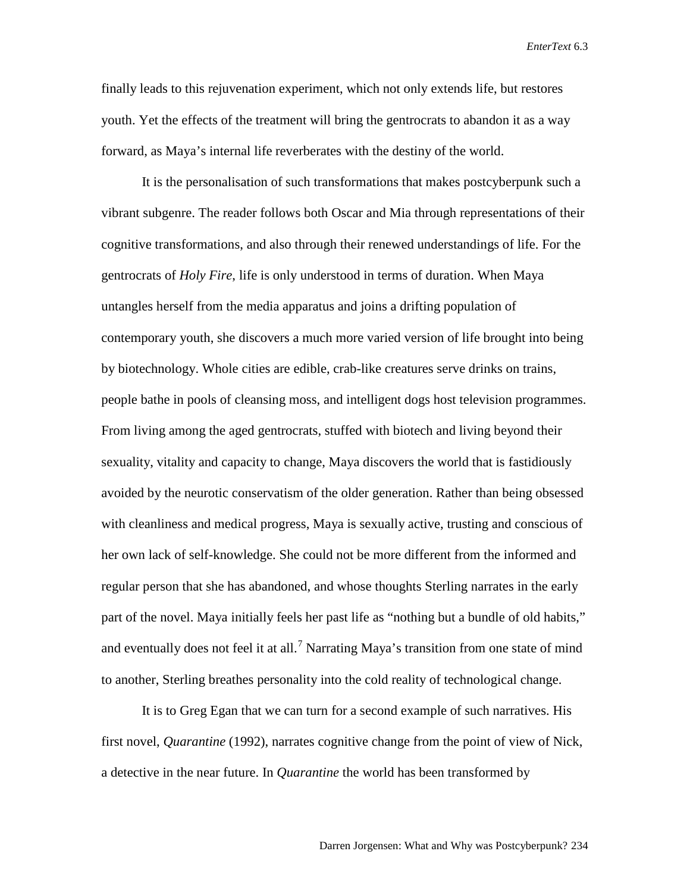finally leads to this rejuvenation experiment, which not only extends life, but restores youth. Yet the effects of the treatment will bring the gentrocrats to abandon it as a way forward, as Maya's internal life reverberates with the destiny of the world.

It is the personalisation of such transformations that makes postcyberpunk such a vibrant subgenre. The reader follows both Oscar and Mia through representations of their cognitive transformations, and also through their renewed understandings of life. For the gentrocrats of *Holy Fire*, life is only understood in terms of duration. When Maya untangles herself from the media apparatus and joins a drifting population of contemporary youth, she discovers a much more varied version of life brought into being by biotechnology. Whole cities are edible, crab-like creatures serve drinks on trains, people bathe in pools of cleansing moss, and intelligent dogs host television programmes. From living among the aged gentrocrats, stuffed with biotech and living beyond their sexuality, vitality and capacity to change, Maya discovers the world that is fastidiously avoided by the neurotic conservatism of the older generation. Rather than being obsessed with cleanliness and medical progress, Maya is sexually active, trusting and conscious of her own lack of self-knowledge. She could not be more different from the informed and regular person that she has abandoned, and whose thoughts Sterling narrates in the early part of the novel. Maya initially feels her past life as "nothing but a bundle of old habits," and eventually does not feel it at all.[7] Narrating Maya's transition from one state of mind to another, Sterling breathes personality into the cold reality of technological change.

It is to Greg Egan that we can turn for a second example of such narratives. His first novel, *Quarantine* (1992), narrates cognitive change from the point of view of Nick, a detective in the near future. In *Quarantine* the world has been transformed by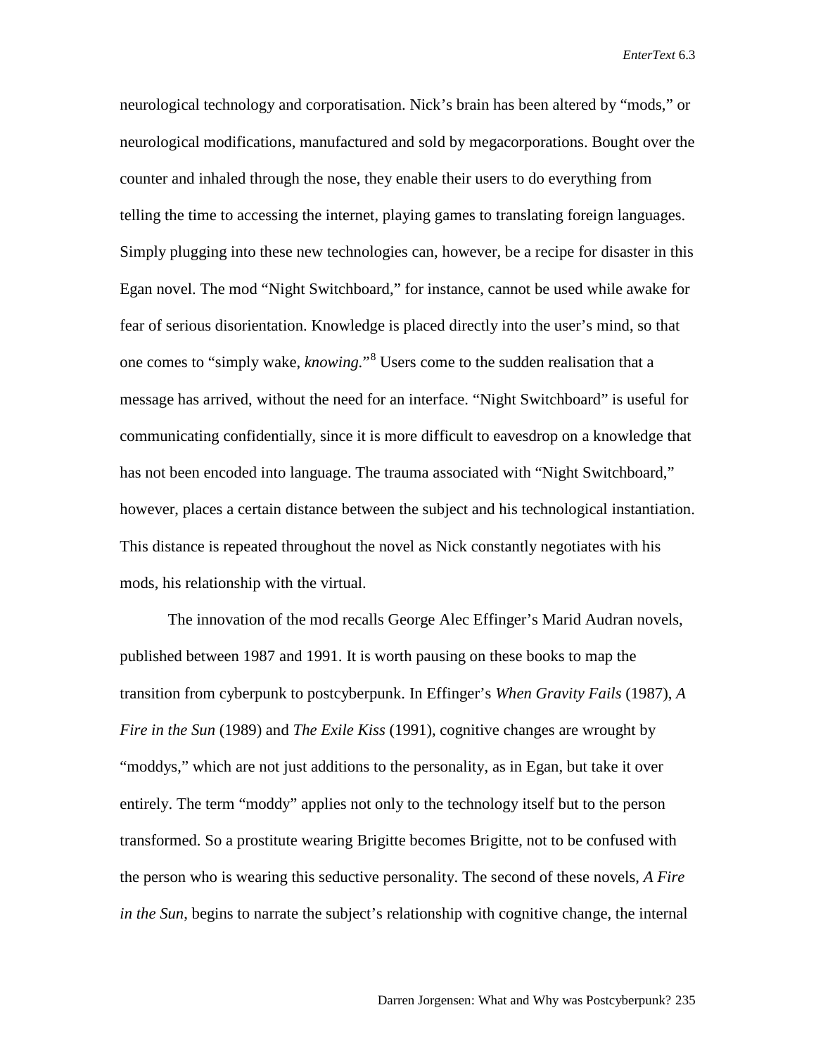neurological technology and corporatisation. Nick's brain has been altered by "mods," or neurological modifications, manufactured and sold by megacorporations. Bought over the counter and inhaled through the nose, they enable their users to do everything from telling the time to accessing the internet, playing games to translating foreign languages. Simply plugging into these new technologies can, however, be a recipe for disaster in this Egan novel. The mod "Night Switchboard," for instance, cannot be used while awake for fear of serious disorientation. Knowledge is placed directly into the user's mind, so that one comes to "simply wake, *knowing*."[8] Users come to the sudden realisation that a message has arrived, without the need for an interface. "Night Switchboard" is useful for communicating confidentially, since it is more difficult to eavesdrop on a knowledge that has not been encoded into language. The trauma associated with "Night Switchboard," however, places a certain distance between the subject and his technological instantiation. This distance is repeated throughout the novel as Nick constantly negotiates with his mods, his relationship with the virtual.

The innovation of the mod recalls George Alec Effinger's Marid Audran novels, published between 1987 and 1991. It is worth pausing on these books to map the transition from cyberpunk to postcyberpunk. In Effinger's *When Gravity Fails* (1987), *A Fire in the Sun* (1989) and *The Exile Kiss* (1991), cognitive changes are wrought by "moddys," which are not just additions to the personality, as in Egan, but take it over entirely. The term "moddy" applies not only to the technology itself but to the person transformed. So a prostitute wearing Brigitte becomes Brigitte, not to be confused with the person who is wearing this seductive personality. The second of these novels, *A Fire in the Sun*, begins to narrate the subject's relationship with cognitive change, the internal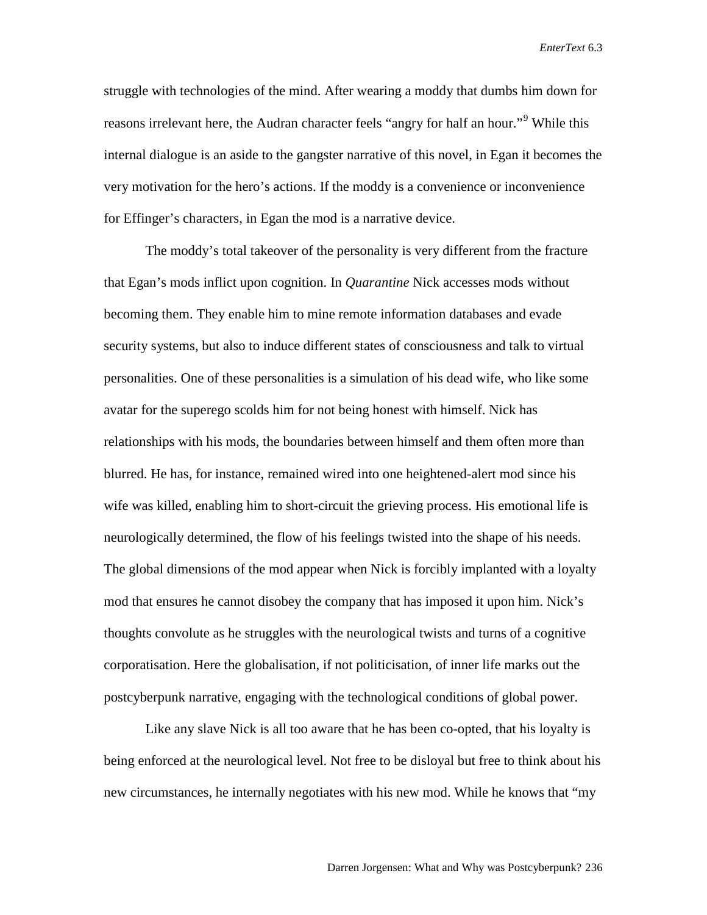struggle with technologies of the mind. After wearing a moddy that dumbs him down for reasons irrelevant here, the Audran character feels "angry for half an hour."[9] While this internal dialogue is an aside to the gangster narrative of this novel, in Egan it becomes the very motivation for the hero's actions. If the moddy is a convenience or inconvenience for Effinger's characters, in Egan the mod is a narrative device.

The moddy's total takeover of the personality is very different from the fracture that Egan's mods inflict upon cognition. In *Quarantine* Nick accesses mods without becoming them. They enable him to mine remote information databases and evade security systems, but also to induce different states of consciousness and talk to virtual personalities. One of these personalities is a simulation of his dead wife, who like some avatar for the superego scolds him for not being honest with himself. Nick has relationships with his mods, the boundaries between himself and them often more than blurred. He has, for instance, remained wired into one heightened-alert mod since his wife was killed, enabling him to short-circuit the grieving process. His emotional life is neurologically determined, the flow of his feelings twisted into the shape of his needs. The global dimensions of the mod appear when Nick is forcibly implanted with a loyalty mod that ensures he cannot disobey the company that has imposed it upon him. Nick's thoughts convolute as he struggles with the neurological twists and turns of a cognitive corporatisation. Here the globalisation, if not politicisation, of inner life marks out the postcyberpunk narrative, engaging with the technological conditions of global power.

Like any slave Nick is all too aware that he has been co-opted, that his loyalty is being enforced at the neurological level. Not free to be disloyal but free to think about his new circumstances, he internally negotiates with his new mod. While he knows that "my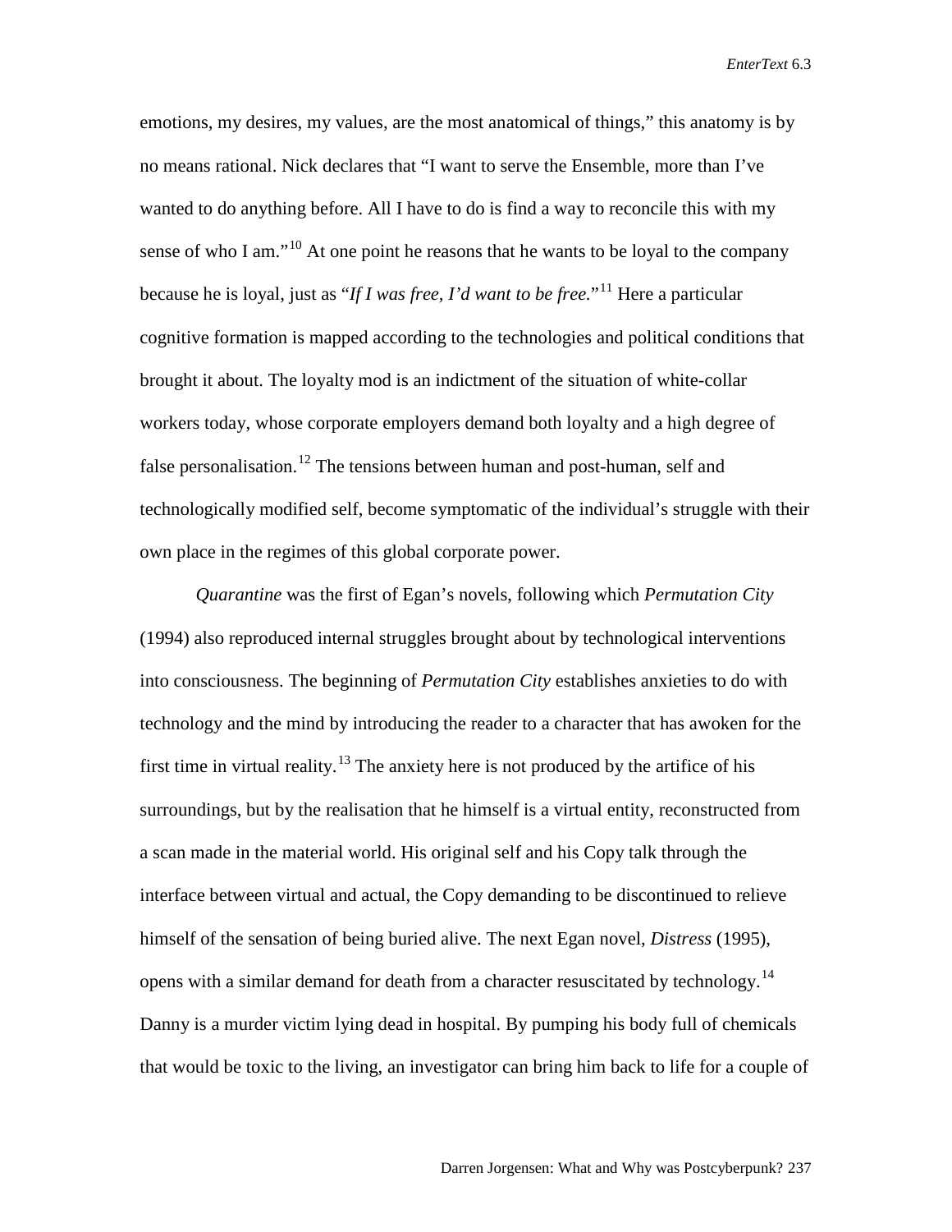emotions, my desires, my values, are the most anatomical of things," this anatomy is by no means rational. Nick declares that "I want to serve the Ensemble, more than I've wanted to do anything before. All I have to do is find a way to reconcile this with my sense of who I am."[10] At one point he reasons that he wants to be loyal to the company because he is loyal, just as "*If I was free, I'd want to be free.*"[11] Here a particular cognitive formation is mapped according to the technologies and political conditions that brought it about. The loyalty mod is an indictment of the situation of white-collar workers today, whose corporate employers demand both loyalty and a high degree of false personalisation.[12] The tensions between human and post-human, self and technologically modified self, become symptomatic of the individual's struggle with their own place in the regimes of this global corporate power.

*Quarantine* was the first of Egan's novels, following which *Permutation City* (1994) also reproduced internal struggles brought about by technological interventions into consciousness. The beginning of *Permutation City* establishes anxieties to do with technology and the mind by introducing the reader to a character that has awoken for the first time in virtual reality.[13] The anxiety here is not produced by the artifice of his surroundings, but by the realisation that he himself is a virtual entity, reconstructed from a scan made in the material world. His original self and his Copy talk through the interface between virtual and actual, the Copy demanding to be discontinued to relieve himself of the sensation of being buried alive. The next Egan novel, *Distress* (1995), opens with a similar demand for death from a character resuscitated by technology.[14] Danny is a murder victim lying dead in hospital. By pumping his body full of chemicals that would be toxic to the living, an investigator can bring him back to life for a couple of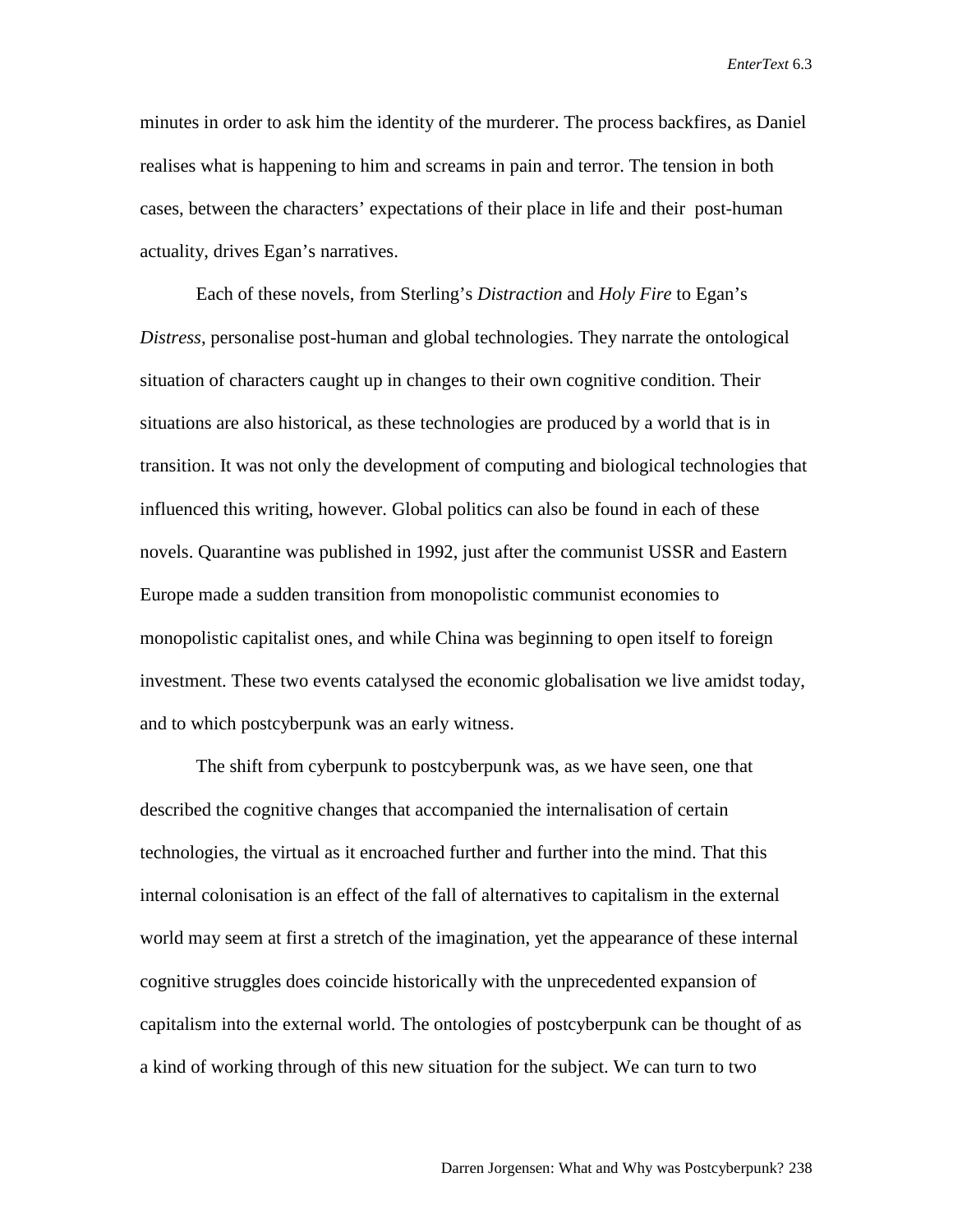minutes in order to ask him the identity of the murderer. The process backfires, as Daniel realises what is happening to him and screams in pain and terror. The tension in both cases, between the characters' expectations of their place in life and their post-human actuality, drives Egan's narratives.

Each of these novels, from Sterling's *Distraction* and *Holy Fire* to Egan's *Distress*, personalise post-human and global technologies. They narrate the ontological situation of characters caught up in changes to their own cognitive condition. Their situations are also historical, as these technologies are produced by a world that is in transition. It was not only the development of computing and biological technologies that influenced this writing, however. Global politics can also be found in each of these novels. Quarantine was published in 1992, just after the communist USSR and Eastern Europe made a sudden transition from monopolistic communist economies to monopolistic capitalist ones, and while China was beginning to open itself to foreign investment. These two events catalysed the economic globalisation we live amidst today, and to which postcyberpunk was an early witness.

The shift from cyberpunk to postcyberpunk was, as we have seen, one that described the cognitive changes that accompanied the internalisation of certain technologies, the virtual as it encroached further and further into the mind. That this internal colonisation is an effect of the fall of alternatives to capitalism in the external world may seem at first a stretch of the imagination, yet the appearance of these internal cognitive struggles does coincide historically with the unprecedented expansion of capitalism into the external world. The ontologies of postcyberpunk can be thought of as a kind of working through of this new situation for the subject. We can turn to two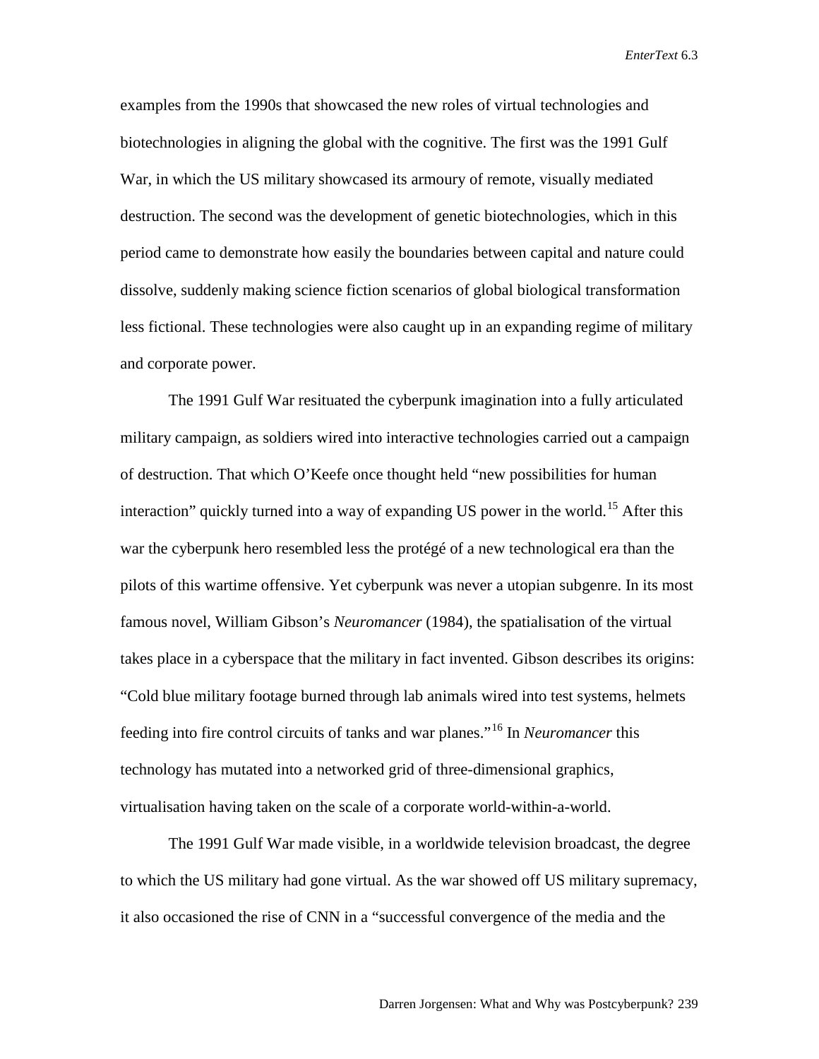examples from the 1990s that showcased the new roles of virtual technologies and biotechnologies in aligning the global with the cognitive. The first was the 1991 Gulf War, in which the US military showcased its armoury of remote, visually mediated destruction. The second was the development of genetic biotechnologies, which in this period came to demonstrate how easily the boundaries between capital and nature could dissolve, suddenly making science fiction scenarios of global biological transformation less fictional. These technologies were also caught up in an expanding regime of military and corporate power.

The 1991 Gulf War resituated the cyberpunk imagination into a fully articulated military campaign, as soldiers wired into interactive technologies carried out a campaign of destruction. That which O'Keefe once thought held "new possibilities for human interaction" quickly turned into a way of expanding US power in the world.[15] After this war the cyberpunk hero resembled less the protégé of a new technological era than the pilots of this wartime offensive. Yet cyberpunk was never a utopian subgenre. In its most famous novel, William Gibson's *Neuromancer* (1984), the spatialisation of the virtual takes place in a cyberspace that the military in fact invented. Gibson describes its origins: "Cold blue military footage burned through lab animals wired into test systems, helmets feeding into fire control circuits of tanks and war planes."[16] In *Neuromancer* this technology has mutated into a networked grid of three-dimensional graphics, virtualisation having taken on the scale of a corporate world-within-a-world.

The 1991 Gulf War made visible, in a worldwide television broadcast, the degree to which the US military had gone virtual. As the war showed off US military supremacy, it also occasioned the rise of CNN in a "successful convergence of the media and the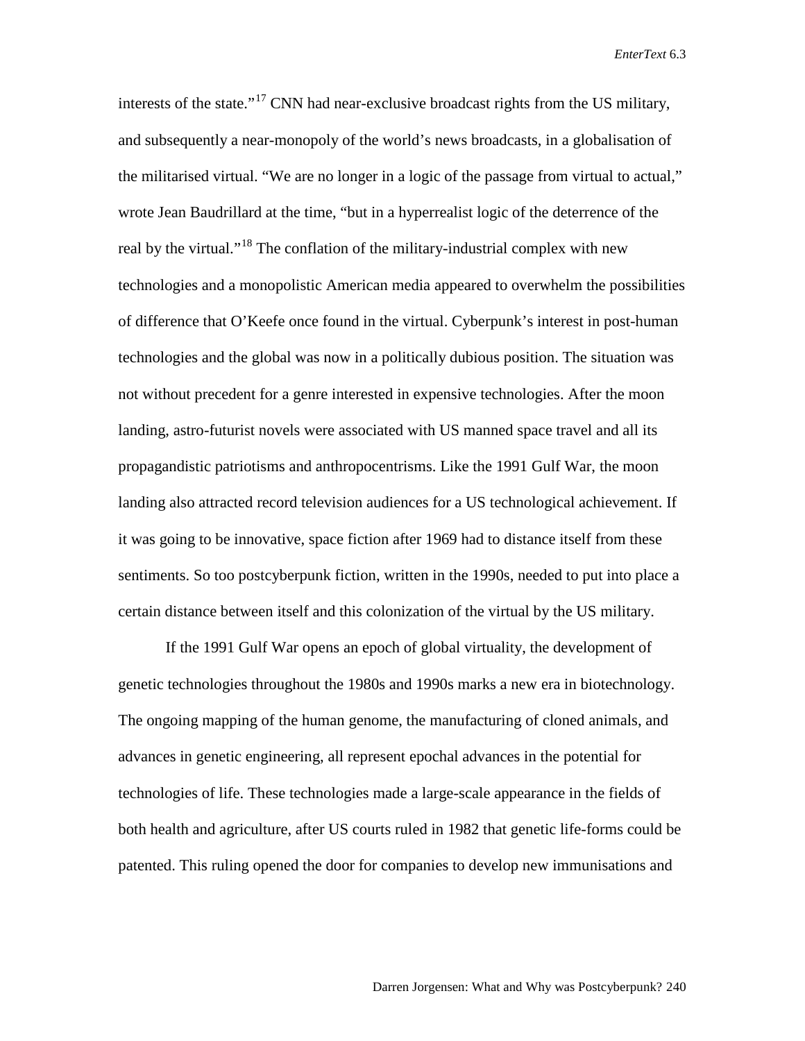interests of the state."[17] CNN had near-exclusive broadcast rights from the US military, and subsequently a near-monopoly of the world's news broadcasts, in a globalisation of the militarised virtual. "We are no longer in a logic of the passage from virtual to actual," wrote Jean Baudrillard at the time, "but in a hyperrealist logic of the deterrence of the real by the virtual."[18] The conflation of the military-industrial complex with new technologies and a monopolistic American media appeared to overwhelm the possibilities of difference that O'Keefe once found in the virtual. Cyberpunk's interest in post-human technologies and the global was now in a politically dubious position. The situation was not without precedent for a genre interested in expensive technologies. After the moon landing, astro-futurist novels were associated with US manned space travel and all its propagandistic patriotisms and anthropocentrisms. Like the 1991 Gulf War, the moon landing also attracted record television audiences for a US technological achievement. If it was going to be innovative, space fiction after 1969 had to distance itself from these sentiments. So too postcyberpunk fiction, written in the 1990s, needed to put into place a certain distance between itself and this colonization of the virtual by the US military.

If the 1991 Gulf War opens an epoch of global virtuality, the development of genetic technologies throughout the 1980s and 1990s marks a new era in biotechnology. The ongoing mapping of the human genome, the manufacturing of cloned animals, and advances in genetic engineering, all represent epochal advances in the potential for technologies of life. These technologies made a large-scale appearance in the fields of both health and agriculture, after US courts ruled in 1982 that genetic life-forms could be patented. This ruling opened the door for companies to develop new immunisations and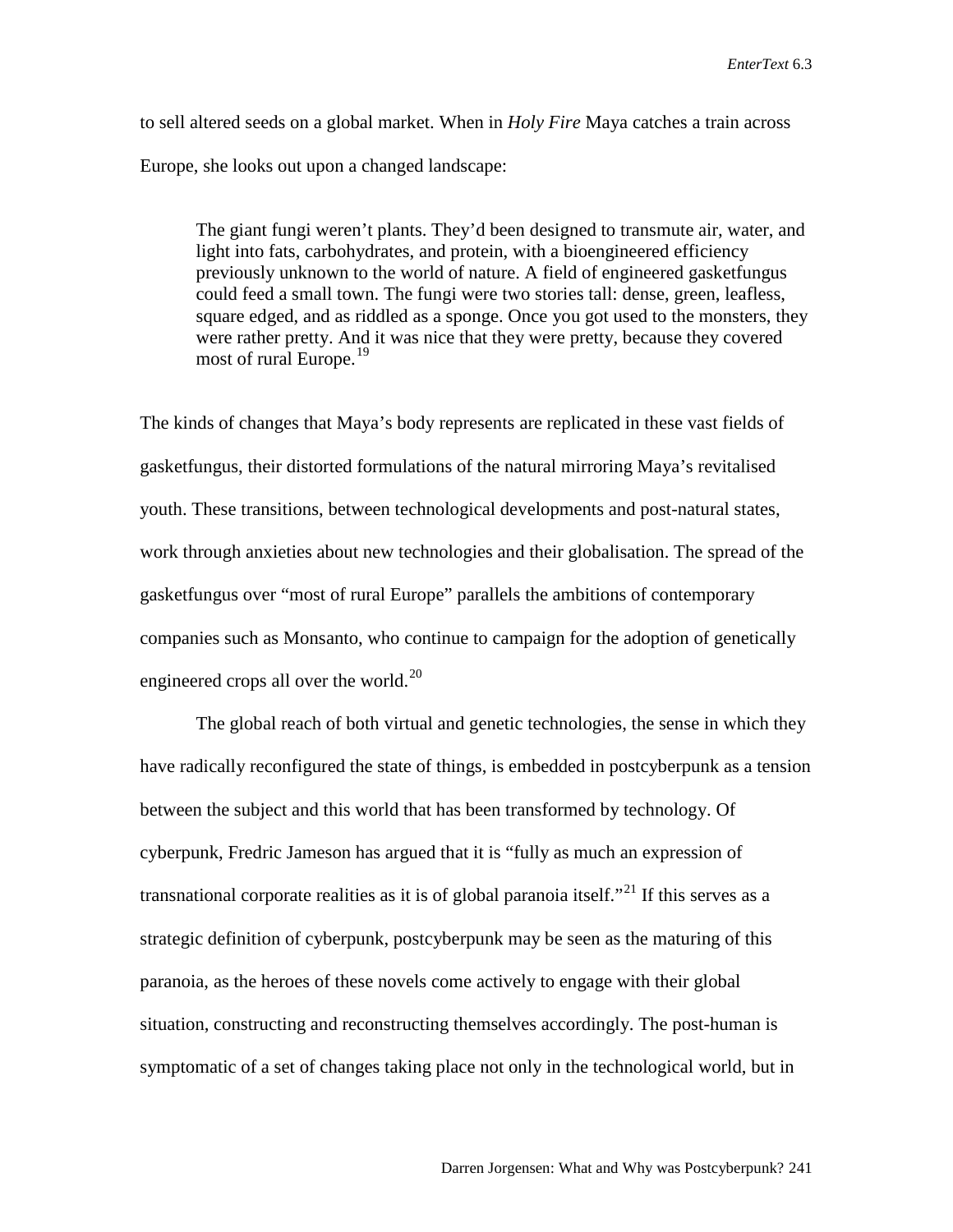to sell altered seeds on a global market. When in *Holy Fire* Maya catches a train across Europe, she looks out upon a changed landscape:

> The giant fungi weren't plants. They'd been designed to transmute air, water, and light into fats, carbohydrates, and protein, with a bioengineered efficiency previously unknown to the world of nature. A field of engineered gasketfungus could feed a small town. The fungi were two stories tall: dense, green, leafless, square edged, and as riddled as a sponge. Once you got used to the monsters, they were rather pretty. And it was nice that they were pretty, because they covered most of rural Europe.[19]

The kinds of changes that Maya's body represents are replicated in these vast fields of gasketfungus, their distorted formulations of the natural mirroring Maya's revitalised youth. These transitions, between technological developments and post-natural states, work through anxieties about new technologies and their globalisation. The spread of the gasketfungus over "most of rural Europe" parallels the ambitions of contemporary companies such as Monsanto, who continue to campaign for the adoption of genetically engineered crops all over the world.[20]

The global reach of both virtual and genetic technologies, the sense in which they have radically reconfigured the state of things, is embedded in postcyberpunk as a tension between the subject and this world that has been transformed by technology. Of cyberpunk, Fredric Jameson has argued that it is "fully as much an expression of transnational corporate realities as it is of global paranoia itself."[21] If this serves as a strategic definition of cyberpunk, postcyberpunk may be seen as the maturing of this paranoia, as the heroes of these novels come actively to engage with their global situation, constructing and reconstructing themselves accordingly. The post-human is symptomatic of a set of changes taking place not only in the technological world, but in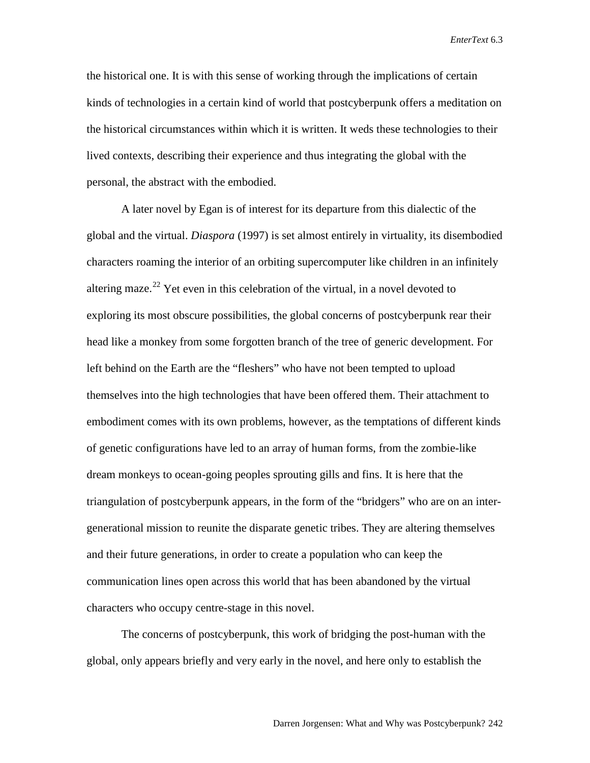the historical one. It is with this sense of working through the implications of certain kinds of technologies in a certain kind of world that postcyberpunk offers a meditation on the historical circumstances within which it is written. It weds these technologies to their lived contexts, describing their experience and thus integrating the global with the personal, the abstract with the embodied.

A later novel by Egan is of interest for its departure from this dialectic of the global and the virtual. *Diaspora* (1997) is set almost entirely in virtuality, its disembodied characters roaming the interior of an orbiting supercomputer like children in an infinitely altering maze.[22] Yet even in this celebration of the virtual, in a novel devoted to exploring its most obscure possibilities, the global concerns of postcyberpunk rear their head like a monkey from some forgotten branch of the tree of generic development. For left behind on the Earth are the "fleshers" who have not been tempted to upload themselves into the high technologies that have been offered them. Their attachment to embodiment comes with its own problems, however, as the temptations of different kinds of genetic configurations have led to an array of human forms, from the zombie-like dream monkeys to ocean-going peoples sprouting gills and fins. It is here that the triangulation of postcyberpunk appears, in the form of the "bridgers" who are on an inter-generational mission to reunite the disparate genetic tribes. They are altering themselves and their future generations, in order to create a population who can keep the communication lines open across this world that has been abandoned by the virtual characters who occupy centre-stage in this novel.

The concerns of postcyberpunk, this work of bridging the post-human with the global, only appears briefly and very early in the novel, and here only to establish the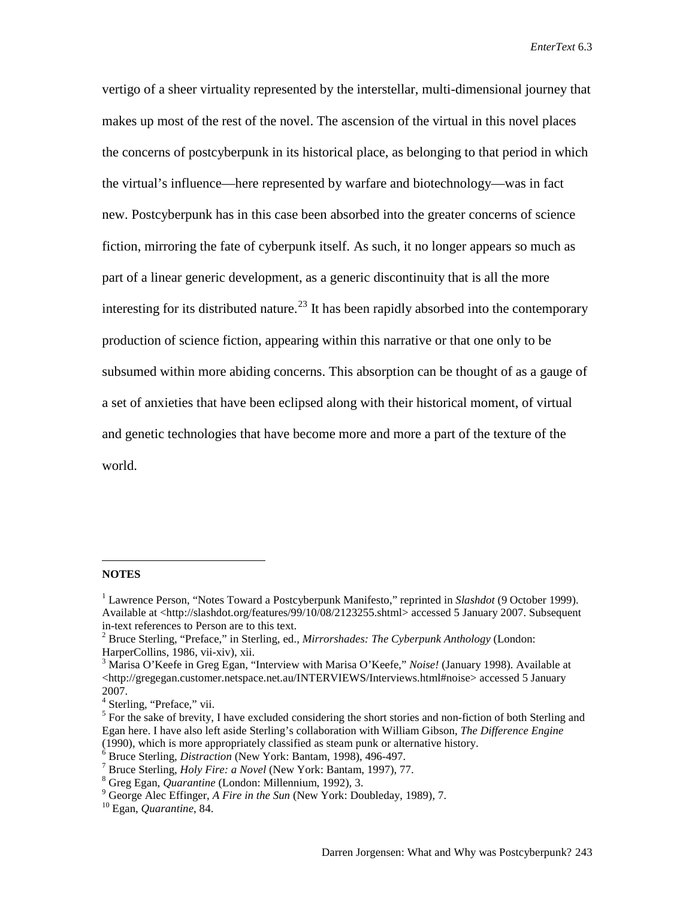vertigo of a sheer virtuality represented by the interstellar, multi-dimensional journey that makes up most of the rest of the novel. The ascension of the virtual in this novel places the concerns of postcyberpunk in its historical place, as belonging to that period in which the virtual's influence—here represented by warfare and biotechnology—was in fact new. Postcyberpunk has in this case been absorbed into the greater concerns of science fiction, mirroring the fate of cyberpunk itself. As such, it no longer appears so much as part of a linear generic development, as a generic discontinuity that is all the more interesting for its distributed nature.[23] It has been rapidly absorbed into the contemporary production of science fiction, appearing within this narrative or that one only to be subsumed within more abiding concerns. This absorption can be thought of as a gauge of a set of anxieties that have been eclipsed along with their historical moment, of virtual and genetic technologies that have become more and more a part of the texture of the world.

**NOTES**

[1] Lawrence Person, "Notes Toward a Postcyberpunk Manifesto," reprinted in *Slashdot* (9 October 1999). Available at <http://slashdot.org/features/99/10/08/2123255.shtml> accessed 5 January 2007. Subsequent in-text references to Person are to this text.

[2] Bruce Sterling, "Preface," in Sterling, ed., *Mirrorshades: The Cyberpunk Anthology* (London: HarperCollins, 1986, vii-xiv), xii.

[3] Marisa O'Keefe in Greg Egan, "Interview with Marisa O'Keefe," *Noise!* (January 1998). Available at <http://gregegan.customer.netspace.net.au/INTERVIEWS/Interviews.html#noise> accessed 5 January 2007.

[4] Sterling, "Preface," vii.

[5] For the sake of brevity, I have excluded considering the short stories and non-fiction of both Sterling and Egan here. I have also left aside Sterling's collaboration with William Gibson, *The Difference Engine* (1990), which is more appropriately classified as steam punk or alternative history.

[6] Bruce Sterling, *Distraction* (New York: Bantam, 1998), 496-497.

[7] Bruce Sterling, *Holy Fire: a Novel* (New York: Bantam, 1997), 77.

[8] Greg Egan, *Quarantine* (London: Millennium, 1992), 3.

[9] George Alec Effinger, *A Fire in the Sun* (New York: Doubleday, 1989), 7.

[10] Egan, *Quarantine*, 84.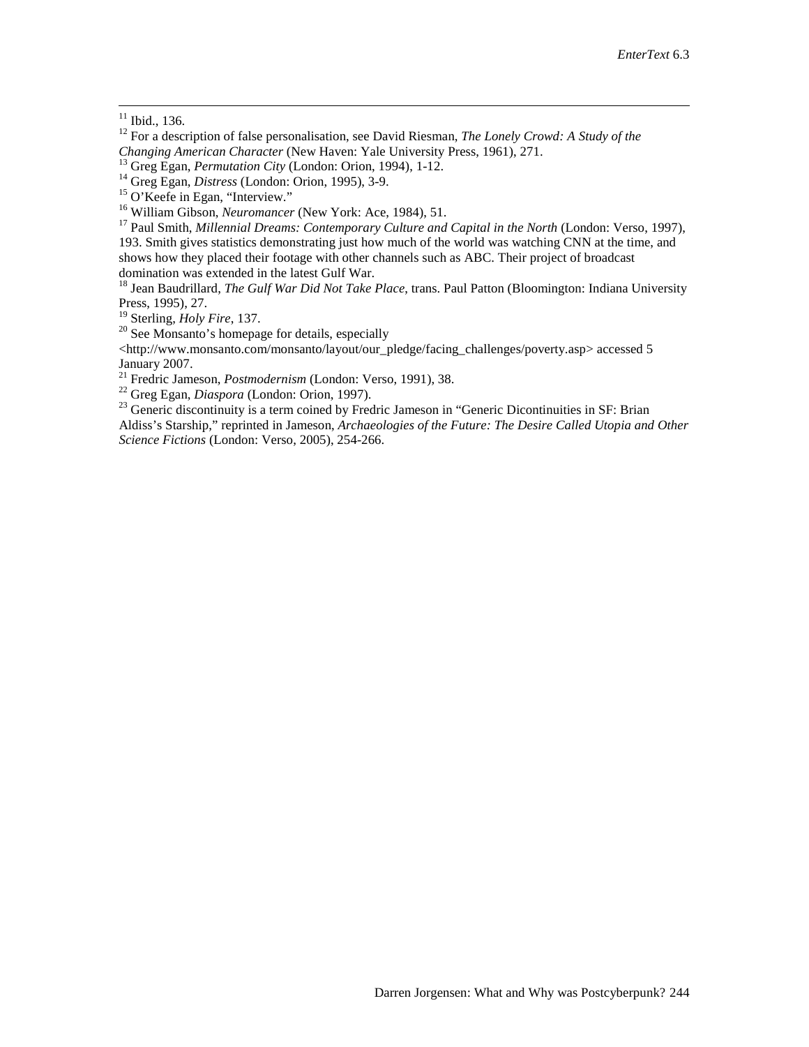[11] Ibid., 136.

[12] For a description of false personalisation, see David Riesman, *The Lonely Crowd: A Study of the Changing American Character* (New Haven: Yale University Press, 1961), 271.

[13] Greg Egan, *Permutation City* (London: Orion, 1994), 1-12.

[14] Greg Egan, *Distress* (London: Orion, 1995), 3-9.

[15] O'Keefe in Egan, "Interview."

[16] William Gibson, *Neuromancer* (New York: Ace, 1984), 51.

[17] Paul Smith, *Millennial Dreams: Contemporary Culture and Capital in the North* (London: Verso, 1997), 193. Smith gives statistics demonstrating just how much of the world was watching CNN at the time, and shows how they placed their footage with other channels such as ABC. Their project of broadcast domination was extended in the latest Gulf War.

[18] Jean Baudrillard, *The Gulf War Did Not Take Place*, trans. Paul Patton (Bloomington: Indiana University Press, 1995), 27.

[19] Sterling, *Holy Fire*, 137.

[20] See Monsanto's homepage for details, especially <http://www.monsanto.com/monsanto/layout/our_pledge/facing_challenges/poverty.asp> accessed 5 January 2007.

[21] Fredric Jameson, *Postmodernism* (London: Verso, 1991), 38.

[22] Greg Egan, *Diaspora* (London: Orion, 1997).

[23] Generic discontinuity is a term coined by Fredric Jameson in "Generic Dicontinuities in SF: Brian Aldiss's Starship," reprinted in Jameson, *Archaeologies of the Future: The Desire Called Utopia and Other Science Fictions* (London: Verso, 2005), 254-266.